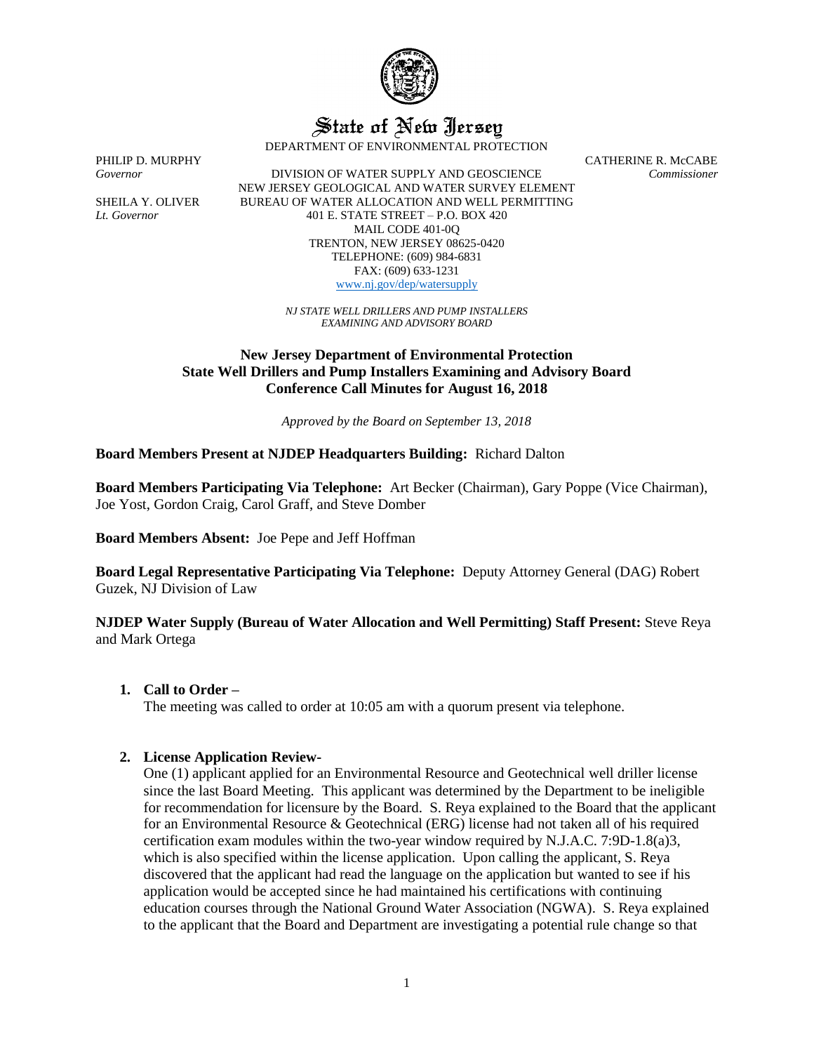# State of New Jersey

DEPARTMENT OF ENVIRONMENTAL PROTECTION

PHILIP D. MURPHY
*Governor*

SHEILA Y. OLIVER
*Lt. Governor*

DIVISION OF WATER SUPPLY AND GEOSCIENCE
NEW JERSEY GEOLOGICAL AND WATER SURVEY ELEMENT
BUREAU OF WATER ALLOCATION AND WELL PERMITTING
401 E. STATE STREET – P.O. BOX 420
MAIL CODE 401-0Q
TRENTON, NEW JERSEY 08625-0420
TELEPHONE: (609) 984-6831
FAX: (609) 633-1231
www.nj.gov/dep/watersupply

CATHERINE R. McCABE
*Commissioner*

*NJ STATE WELL DRILLERS AND PUMP INSTALLERS EXAMINING AND ADVISORY BOARD*

## New Jersey Department of Environmental Protection State Well Drillers and Pump Installers Examining and Advisory Board Conference Call Minutes for August 16, 2018

*Approved by the Board on September 13, 2018*

**Board Members Present at NJDEP Headquarters Building:** Richard Dalton

**Board Members Participating Via Telephone:** Art Becker (Chairman), Gary Poppe (Vice Chairman), Joe Yost, Gordon Craig, Carol Graff, and Steve Domber

**Board Members Absent:** Joe Pepe and Jeff Hoffman

**Board Legal Representative Participating Via Telephone:** Deputy Attorney General (DAG) Robert Guzek, NJ Division of Law

**NJDEP Water Supply (Bureau of Water Allocation and Well Permitting) Staff Present:** Steve Reya and Mark Ortega

1. **Call to Order –**
   The meeting was called to order at 10:05 am with a quorum present via telephone.

2. **License Application Review-**
   One (1) applicant applied for an Environmental Resource and Geotechnical well driller license since the last Board Meeting. This applicant was determined by the Department to be ineligible for recommendation for licensure by the Board. S. Reya explained to the Board that the applicant for an Environmental Resource & Geotechnical (ERG) license had not taken all of his required certification exam modules within the two-year window required by N.J.A.C. 7:9D-1.8(a)3, which is also specified within the license application. Upon calling the applicant, S. Reya discovered that the applicant had read the language on the application but wanted to see if his application would be accepted since he had maintained his certifications with continuing education courses through the National Ground Water Association (NGWA). S. Reya explained to the applicant that the Board and Department are investigating a potential rule change so that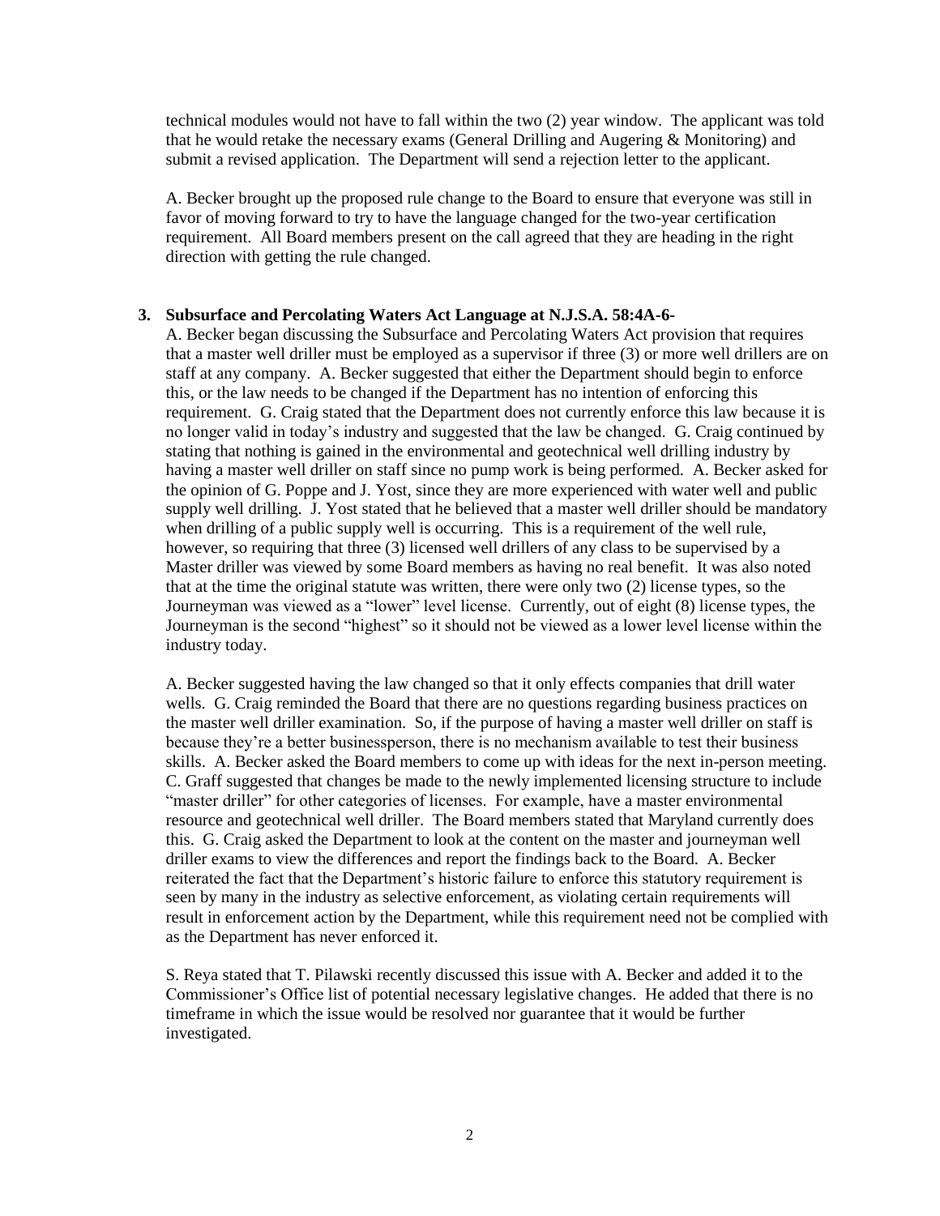technical modules would not have to fall within the two (2) year window. The applicant was told that he would retake the necessary exams (General Drilling and Augering & Monitoring) and submit a revised application. The Department will send a rejection letter to the applicant.

A. Becker brought up the proposed rule change to the Board to ensure that everyone was still in favor of moving forward to try to have the language changed for the two-year certification requirement. All Board members present on the call agreed that they are heading in the right direction with getting the rule changed.

**3. Subsurface and Percolating Waters Act Language at N.J.S.A. 58:4A-6-**

A. Becker began discussing the Subsurface and Percolating Waters Act provision that requires that a master well driller must be employed as a supervisor if three (3) or more well drillers are on staff at any company. A. Becker suggested that either the Department should begin to enforce this, or the law needs to be changed if the Department has no intention of enforcing this requirement. G. Craig stated that the Department does not currently enforce this law because it is no longer valid in today's industry and suggested that the law be changed. G. Craig continued by stating that nothing is gained in the environmental and geotechnical well drilling industry by having a master well driller on staff since no pump work is being performed. A. Becker asked for the opinion of G. Poppe and J. Yost, since they are more experienced with water well and public supply well drilling. J. Yost stated that he believed that a master well driller should be mandatory when drilling of a public supply well is occurring. This is a requirement of the well rule, however, so requiring that three (3) licensed well drillers of any class to be supervised by a Master driller was viewed by some Board members as having no real benefit. It was also noted that at the time the original statute was written, there were only two (2) license types, so the Journeyman was viewed as a "lower" level license. Currently, out of eight (8) license types, the Journeyman is the second "highest" so it should not be viewed as a lower level license within the industry today.

A. Becker suggested having the law changed so that it only effects companies that drill water wells. G. Craig reminded the Board that there are no questions regarding business practices on the master well driller examination. So, if the purpose of having a master well driller on staff is because they're a better businessperson, there is no mechanism available to test their business skills. A. Becker asked the Board members to come up with ideas for the next in-person meeting. C. Graff suggested that changes be made to the newly implemented licensing structure to include "master driller" for other categories of licenses. For example, have a master environmental resource and geotechnical well driller. The Board members stated that Maryland currently does this. G. Craig asked the Department to look at the content on the master and journeyman well driller exams to view the differences and report the findings back to the Board. A. Becker reiterated the fact that the Department's historic failure to enforce this statutory requirement is seen by many in the industry as selective enforcement, as violating certain requirements will result in enforcement action by the Department, while this requirement need not be complied with as the Department has never enforced it.

S. Reya stated that T. Pilawski recently discussed this issue with A. Becker and added it to the Commissioner's Office list of potential necessary legislative changes. He added that there is no timeframe in which the issue would be resolved nor guarantee that it would be further investigated.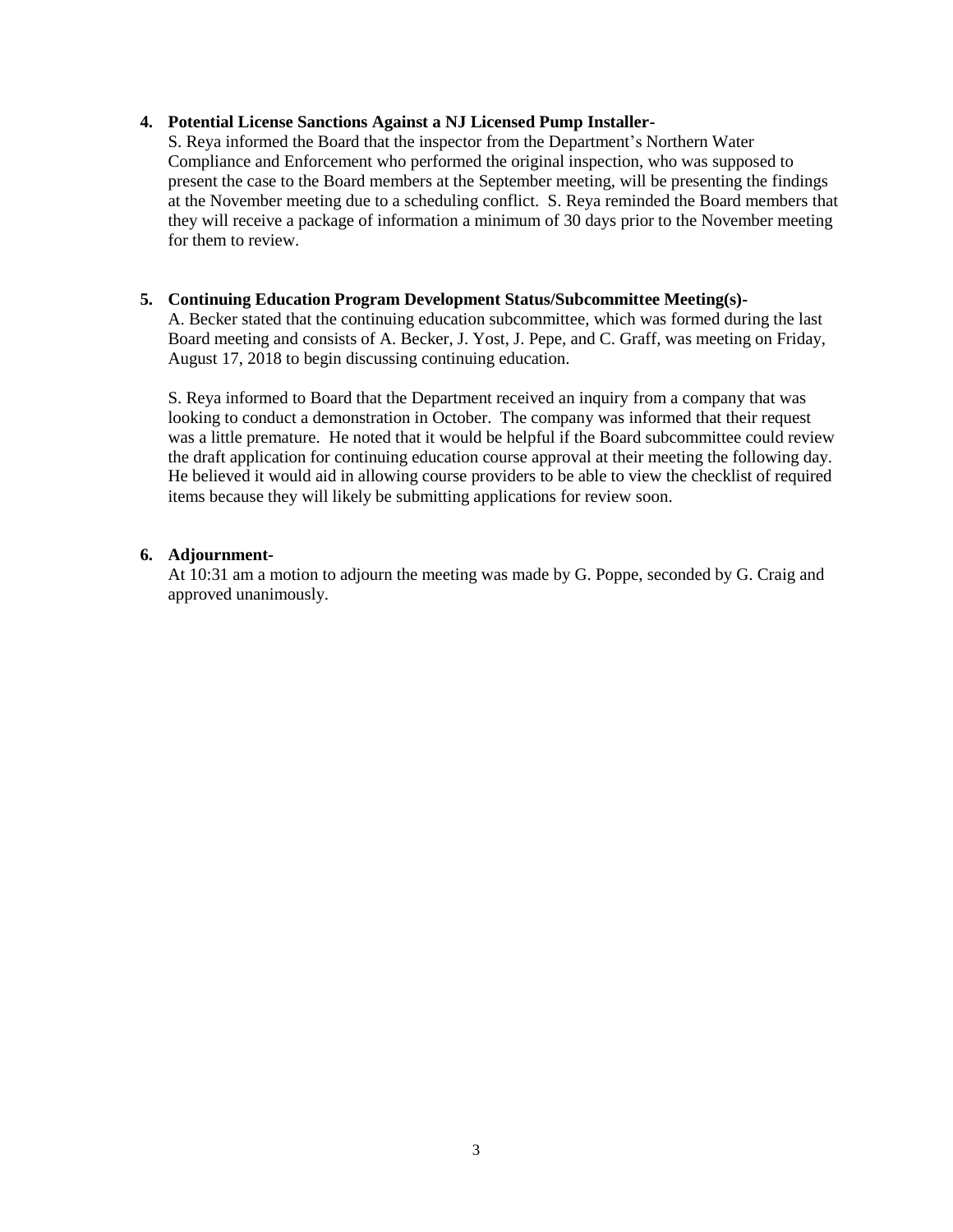**4. Potential License Sanctions Against a NJ Licensed Pump Installer-**

S. Reya informed the Board that the inspector from the Department's Northern Water Compliance and Enforcement who performed the original inspection, who was supposed to present the case to the Board members at the September meeting, will be presenting the findings at the November meeting due to a scheduling conflict. S. Reya reminded the Board members that they will receive a package of information a minimum of 30 days prior to the November meeting for them to review.

**5. Continuing Education Program Development Status/Subcommittee Meeting(s)-**

A. Becker stated that the continuing education subcommittee, which was formed during the last Board meeting and consists of A. Becker, J. Yost, J. Pepe, and C. Graff, was meeting on Friday, August 17, 2018 to begin discussing continuing education.

S. Reya informed to Board that the Department received an inquiry from a company that was looking to conduct a demonstration in October. The company was informed that their request was a little premature. He noted that it would be helpful if the Board subcommittee could review the draft application for continuing education course approval at their meeting the following day. He believed it would aid in allowing course providers to be able to view the checklist of required items because they will likely be submitting applications for review soon.

**6. Adjournment-**

At 10:31 am a motion to adjourn the meeting was made by G. Poppe, seconded by G. Craig and approved unanimously.